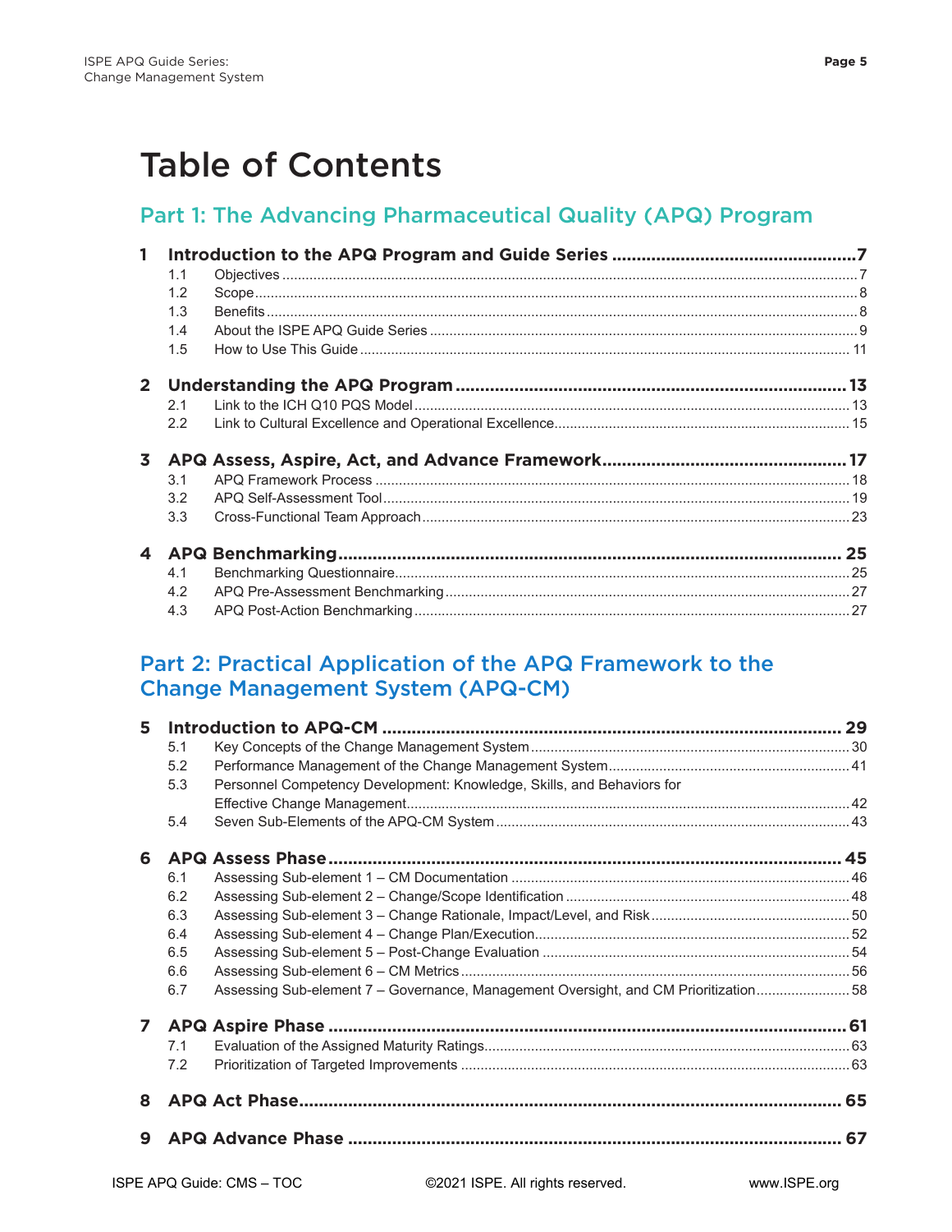# Table of Contents

## Part 1: The Advancing Pharmaceutical Quality (APQ) Program

**1 Introduction to the APQ Program and Guide Series ..... 7**
- 1.1 Objectives ..... 7
- 1.2 Scope ..... 8
- 1.3 Benefits ..... 8
- 1.4 About the ISPE APQ Guide Series ..... 9
- 1.5 How to Use This Guide ..... 11

**2 Understanding the APQ Program ..... 13**
- 2.1 Link to the ICH Q10 PQS Model ..... 13
- 2.2 Link to Cultural Excellence and Operational Excellence ..... 15

**3 APQ Assess, Aspire, Act, and Advance Framework ..... 17**
- 3.1 APQ Framework Process ..... 18
- 3.2 APQ Self-Assessment Tool ..... 19
- 3.3 Cross-Functional Team Approach ..... 23

**4 APQ Benchmarking ..... 25**
- 4.1 Benchmarking Questionnaire ..... 25
- 4.2 APQ Pre-Assessment Benchmarking ..... 27
- 4.3 APQ Post-Action Benchmarking ..... 27

## Part 2: Practical Application of the APQ Framework to the Change Management System (APQ-CM)

**5 Introduction to APQ-CM ..... 29**
- 5.1 Key Concepts of the Change Management System ..... 30
- 5.2 Performance Management of the Change Management System ..... 41
- 5.3 Personnel Competency Development: Knowledge, Skills, and Behaviors for Effective Change Management ..... 42
- 5.4 Seven Sub-Elements of the APQ-CM System ..... 43

**6 APQ Assess Phase ..... 45**
- 6.1 Assessing Sub-element 1 – CM Documentation ..... 46
- 6.2 Assessing Sub-element 2 – Change/Scope Identification ..... 48
- 6.3 Assessing Sub-element 3 – Change Rationale, Impact/Level, and Risk ..... 50
- 6.4 Assessing Sub-element 4 – Change Plan/Execution ..... 52
- 6.5 Assessing Sub-element 5 – Post-Change Evaluation ..... 54
- 6.6 Assessing Sub-element 6 – CM Metrics ..... 56
- 6.7 Assessing Sub-element 7 – Governance, Management Oversight, and CM Prioritization ..... 58

**7 APQ Aspire Phase ..... 61**
- 7.1 Evaluation of the Assigned Maturity Ratings ..... 63
- 7.2 Prioritization of Targeted Improvements ..... 63

**8 APQ Act Phase ..... 65**

**9 APQ Advance Phase ..... 67**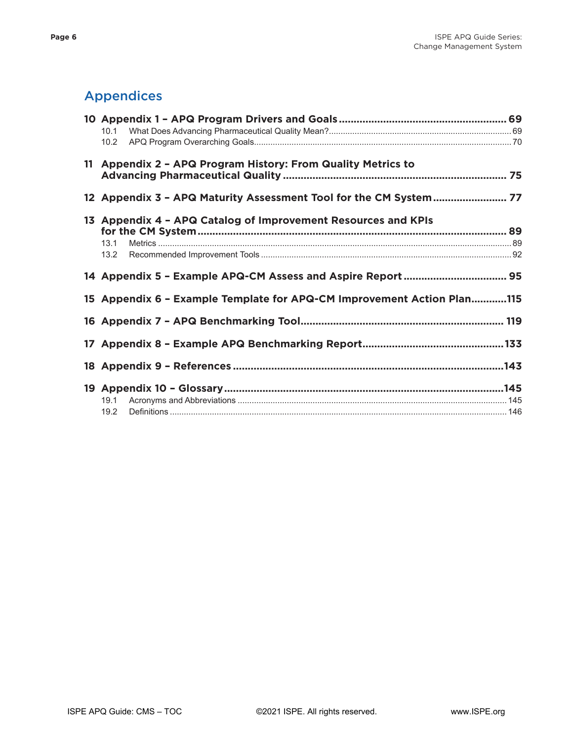## Appendices

**10 Appendix 1 – APQ Program Drivers and Goals ........................................................ 69**

10.1 What Does Advancing Pharmaceutical Quality Mean? ........................................ 69

10.2 APQ Program Overarching Goals ........................................ 70

**11 Appendix 2 – APQ Program History: From Quality Metrics to Advancing Pharmaceutical Quality ........................................ 75**

**12 Appendix 3 – APQ Maturity Assessment Tool for the CM System ........................ 77**

**13 Appendix 4 – APQ Catalog of Improvement Resources and KPIs for the CM System ........................................ 89**

13.1 Metrics ........................................ 89

13.2 Recommended Improvement Tools ........................................ 92

**14 Appendix 5 – Example APQ-CM Assess and Aspire Report ........................................ 95**

**15 Appendix 6 – Example Template for APQ-CM Improvement Action Plan ............ 115**

**16 Appendix 7 – APQ Benchmarking Tool ........................................ 119**

**17 Appendix 8 – Example APQ Benchmarking Report ........................................ 133**

**18 Appendix 9 – References ........................................ 143**

**19 Appendix 10 – Glossary ........................................ 145**

19.1 Acronyms and Abbreviations ........................................ 145

19.2 Definitions ........................................ 146